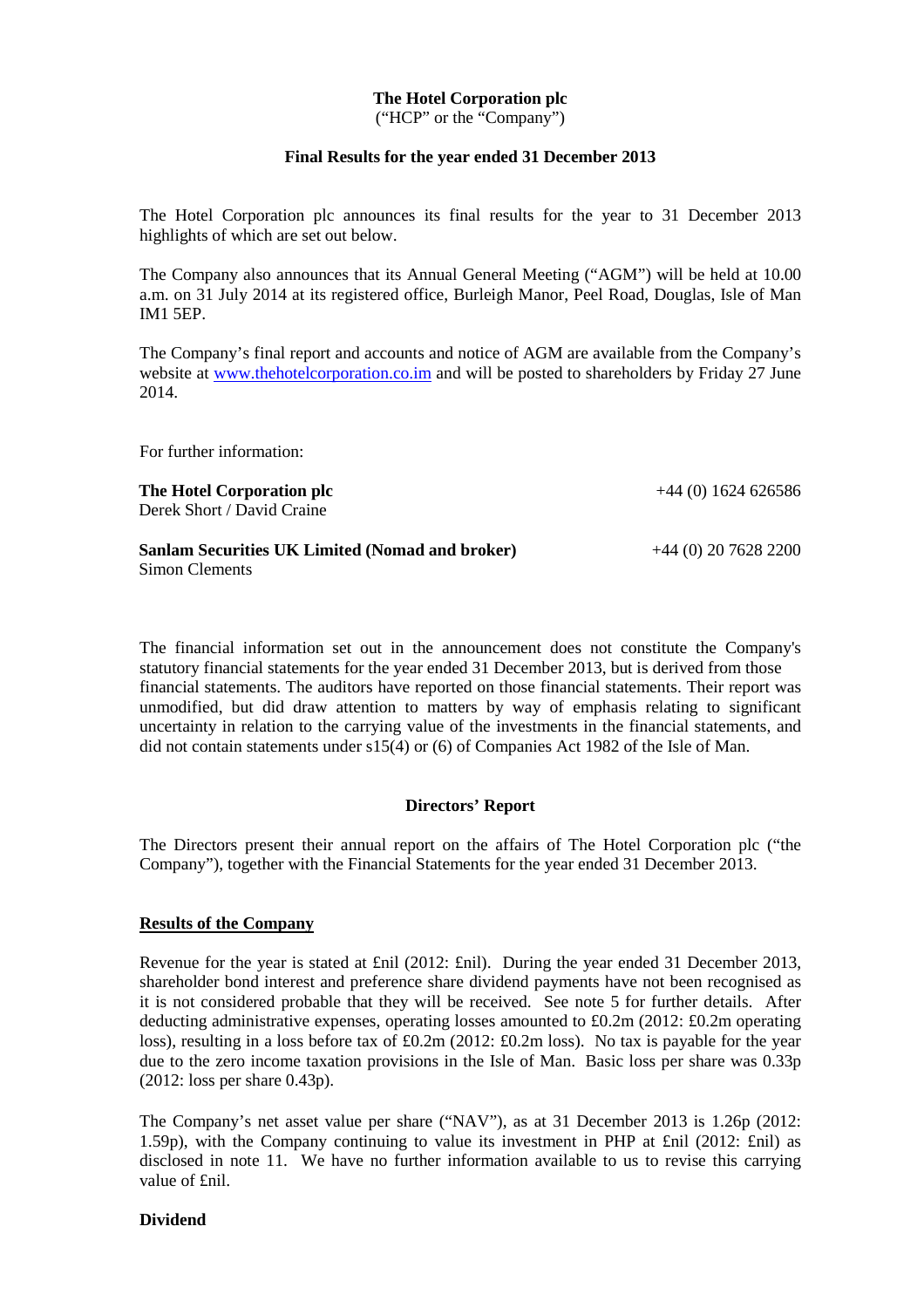**The Hotel Corporation plc**
("HCP" or the "Company")

**Final Results for the year ended 31 December 2013**

The Hotel Corporation plc announces its final results for the year to 31 December 2013 highlights of which are set out below.

The Company also announces that its Annual General Meeting ("AGM") will be held at 10.00 a.m. on 31 July 2014 at its registered office, Burleigh Manor, Peel Road, Douglas, Isle of Man IM1 5EP.

The Company's final report and accounts and notice of AGM are available from the Company's website at [www.thehotelcorporation.co.im](www.thehotelcorporation.co.im) and will be posted to shareholders by Friday 27 June 2014.

For further information:

| | |
|---|---|
| **The Hotel Corporation plc**<br>Derek Short / David Craine | +44 (0) 1624 626586 |
| **Sanlam Securities UK Limited (Nomad and broker)**<br>Simon Clements | +44 (0) 20 7628 2200 |

The financial information set out in the announcement does not constitute the Company's statutory financial statements for the year ended 31 December 2013, but is derived from those financial statements. The auditors have reported on those financial statements. Their report was unmodified, but did draw attention to matters by way of emphasis relating to significant uncertainty in relation to the carrying value of the investments in the financial statements, and did not contain statements under s15(4) or (6) of Companies Act 1982 of the Isle of Man.

## Directors' Report

The Directors present their annual report on the affairs of The Hotel Corporation plc ("the Company"), together with the Financial Statements for the year ended 31 December 2013.

### Results of the Company

Revenue for the year is stated at £nil (2012: £nil). During the year ended 31 December 2013, shareholder bond interest and preference share dividend payments have not been recognised as it is not considered probable that they will be received. See note 5 for further details. After deducting administrative expenses, operating losses amounted to £0.2m (2012: £0.2m operating loss), resulting in a loss before tax of £0.2m (2012: £0.2m loss). No tax is payable for the year due to the zero income taxation provisions in the Isle of Man. Basic loss per share was 0.33p (2012: loss per share 0.43p).

The Company's net asset value per share ("NAV"), as at 31 December 2013 is 1.26p (2012: 1.59p), with the Company continuing to value its investment in PHP at £nil (2012: £nil) as disclosed in note 11. We have no further information available to us to revise this carrying value of £nil.

### Dividend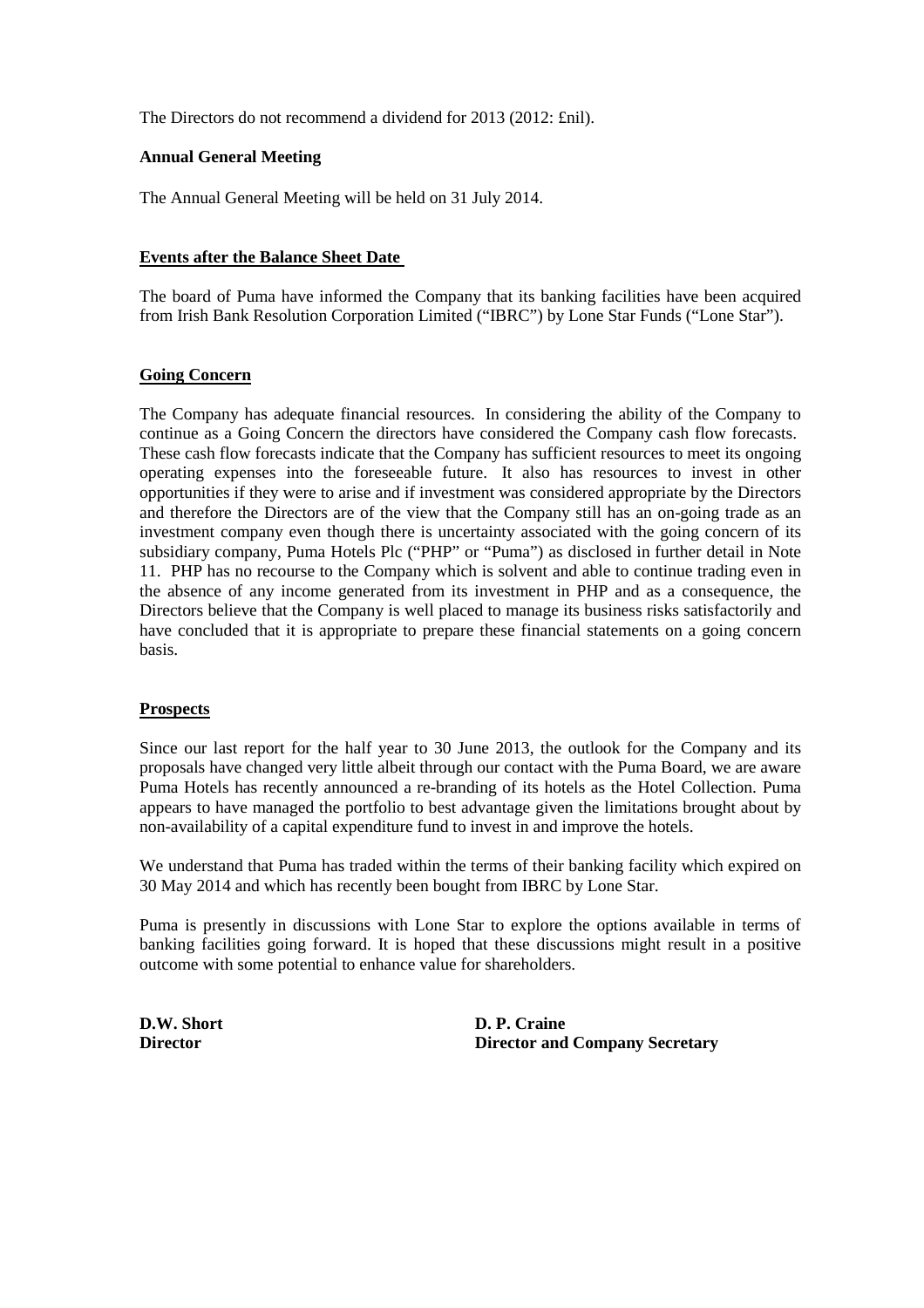The Directors do not recommend a dividend for 2013 (2012: £nil).

**Annual General Meeting**

The Annual General Meeting will be held on 31 July 2014.

**Events after the Balance Sheet Date**

The board of Puma have informed the Company that its banking facilities have been acquired from Irish Bank Resolution Corporation Limited ("IBRC") by Lone Star Funds ("Lone Star").

**Going Concern**

The Company has adequate financial resources. In considering the ability of the Company to continue as a Going Concern the directors have considered the Company cash flow forecasts. These cash flow forecasts indicate that the Company has sufficient resources to meet its ongoing operating expenses into the foreseeable future. It also has resources to invest in other opportunities if they were to arise and if investment was considered appropriate by the Directors and therefore the Directors are of the view that the Company still has an on-going trade as an investment company even though there is uncertainty associated with the going concern of its subsidiary company, Puma Hotels Plc ("PHP" or "Puma") as disclosed in further detail in Note 11. PHP has no recourse to the Company which is solvent and able to continue trading even in the absence of any income generated from its investment in PHP and as a consequence, the Directors believe that the Company is well placed to manage its business risks satisfactorily and have concluded that it is appropriate to prepare these financial statements on a going concern basis.

**Prospects**

Since our last report for the half year to 30 June 2013, the outlook for the Company and its proposals have changed very little albeit through our contact with the Puma Board, we are aware Puma Hotels has recently announced a re-branding of its hotels as the Hotel Collection. Puma appears to have managed the portfolio to best advantage given the limitations brought about by non-availability of a capital expenditure fund to invest in and improve the hotels.

We understand that Puma has traded within the terms of their banking facility which expired on 30 May 2014 and which has recently been bought from IBRC by Lone Star.

Puma is presently in discussions with Lone Star to explore the options available in terms of banking facilities going forward. It is hoped that these discussions might result in a positive outcome with some potential to enhance value for shareholders.

| **D.W. Short** | **D. P. Craine** |
|---|---|
| **Director** | **Director and Company Secretary** |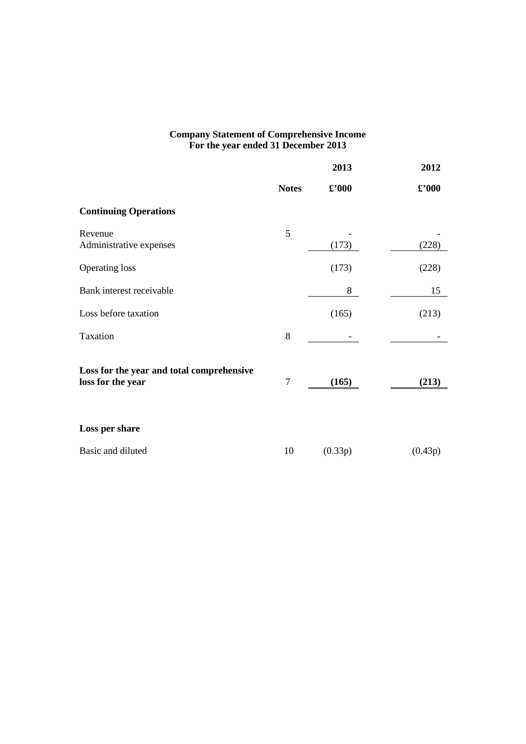# Company Statement of Comprehensive Income
## For the year ended 31 December 2013

| | Notes | 2013 £'000 | 2012 £'000 |
|---|---|---|---|
| **Continuing Operations** | | | |
| Revenue | 5 | - | - |
| Administrative expenses | | (173) | (228) |
| Operating loss | | (173) | (228) |
| Bank interest receivable | | 8 | 15 |
| Loss before taxation | | (165) | (213) |
| Taxation | 8 | - | - |
| **Loss for the year and total comprehensive loss for the year** | 7 | **(165)** | **(213)** |
| **Loss per share** | | | |
| Basic and diluted | 10 | (0.33p) | (0.43p) |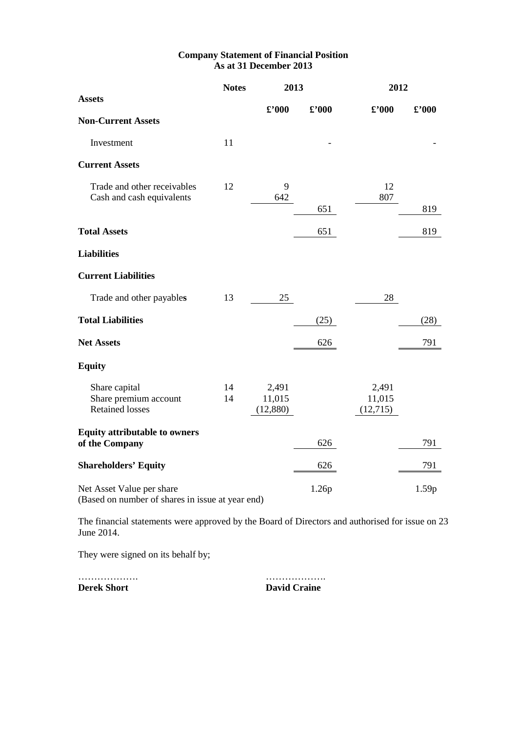# Company Statement of Financial Position
## As at 31 December 2013

| | Notes | 2013 | | 2012 | |
|---|---|---|---|---|---|
| **Assets** | | £'000 | £'000 | £'000 | £'000 |
| **Non-Current Assets** | | | | | |
| Investment | 11 | | - | | - |
| **Current Assets** | | | | | |
| Trade and other receivables | 12 | 9 | | 12 | |
| Cash and cash equivalents | | 642 | | 807 | |
| | | | 651 | | 819 |
| **Total Assets** | | | 651 | | 819 |
| **Liabilities** | | | | | |
| **Current Liabilities** | | | | | |
| Trade and other payables | 13 | 25 | | 28 | |
| **Total Liabilities** | | | (25) | | (28) |
| **Net Assets** | | | 626 | | 791 |
| **Equity** | | | | | |
| Share capital | 14 | 2,491 | | 2,491 | |
| Share premium account | 14 | 11,015 | | 11,015 | |
| Retained losses | | (12,880) | | (12,715) | |
| **Equity attributable to owners of the Company** | | | 626 | | 791 |
| **Shareholders' Equity** | | | 626 | | 791 |
| Net Asset Value per share (Based on number of shares in issue at year end) | | | 1.26p | | 1.59p |

The financial statements were approved by the Board of Directors and authorised for issue on 23 June 2014.

They were signed on its behalf by;

……………….  
**Derek Short**

……………….  
**David Craine**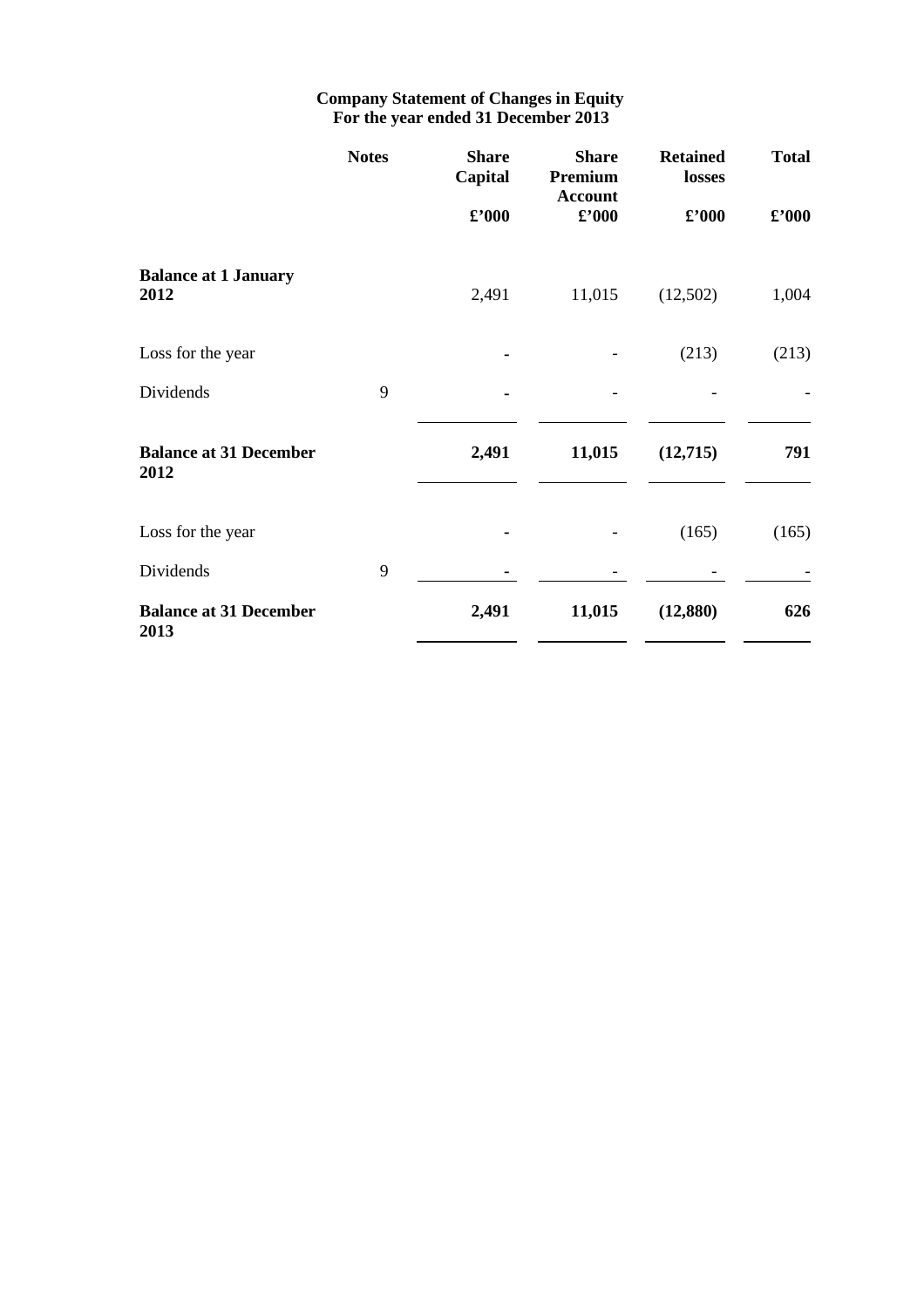**Company Statement of Changes in Equity**
**For the year ended 31 December 2013**

| | Notes | Share Capital | Share Premium Account | Retained losses | Total |
|---|---|---|---|---|---|
| | | £'000 | £'000 | £'000 | £'000 |
| **Balance at 1 January 2012** | | 2,491 | 11,015 | (12,502) | 1,004 |
| Loss for the year | | - | - | (213) | (213) |
| Dividends | 9 | - | - | - | - |
| **Balance at 31 December 2012** | | **2,491** | **11,015** | **(12,715)** | **791** |
| Loss for the year | | - | - | (165) | (165) |
| Dividends | 9 | - | - | - | - |
| **Balance at 31 December 2013** | | **2,491** | **11,015** | **(12,880)** | **626** |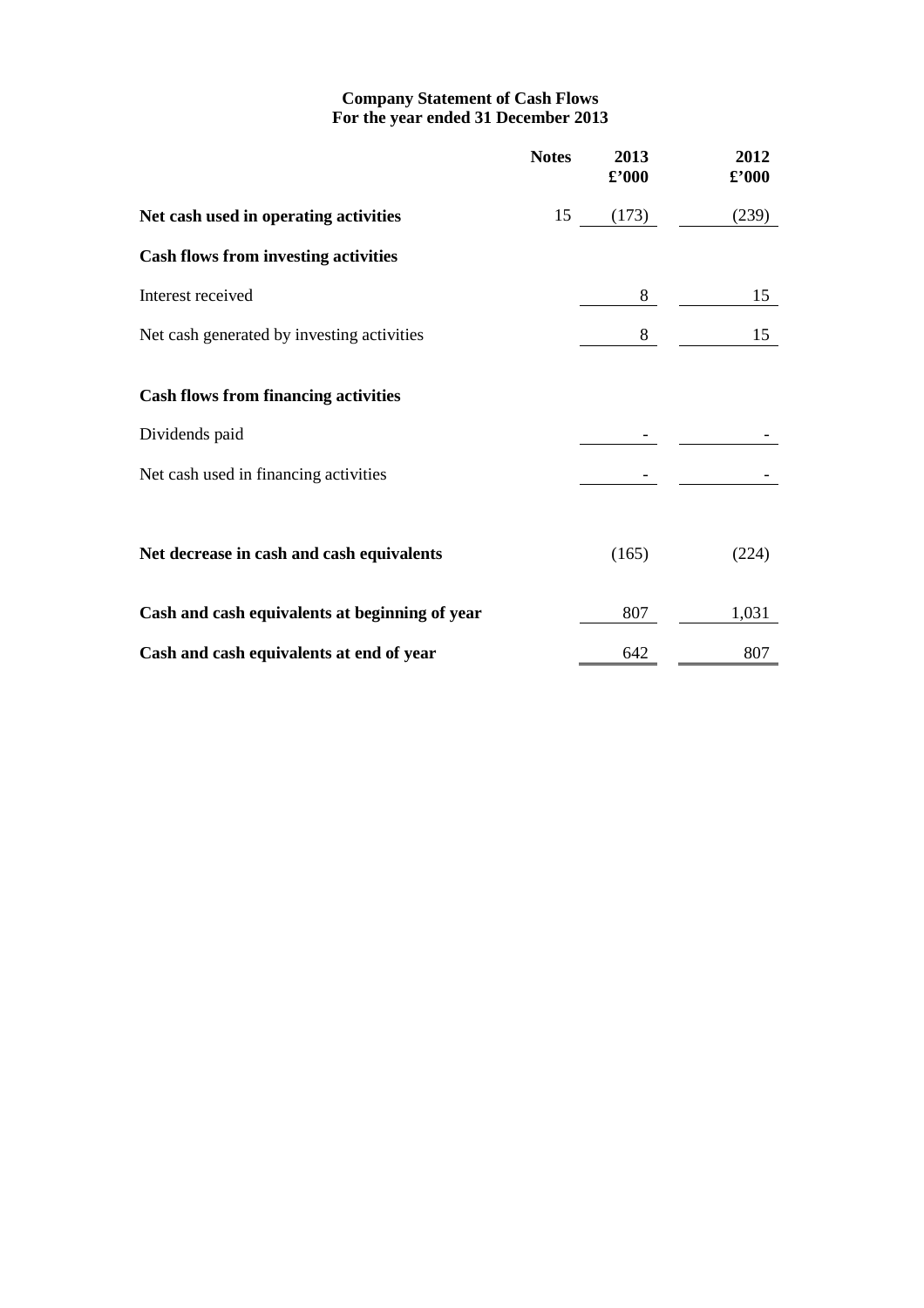## Company Statement of Cash Flows
### For the year ended 31 December 2013

| | Notes | 2013 £'000 | 2012 £'000 |
|---|---|---|---|
| **Net cash used in operating activities** | 15 | (173) | (239) |
| **Cash flows from investing activities** | | | |
| Interest received | | 8 | 15 |
| Net cash generated by investing activities | | 8 | 15 |
| **Cash flows from financing activities** | | | |
| Dividends paid | | - | - |
| Net cash used in financing activities | | - | - |
| **Net decrease in cash and cash equivalents** | | (165) | (224) |
| **Cash and cash equivalents at beginning of year** | | 807 | 1,031 |
| **Cash and cash equivalents at end of year** | | 642 | 807 |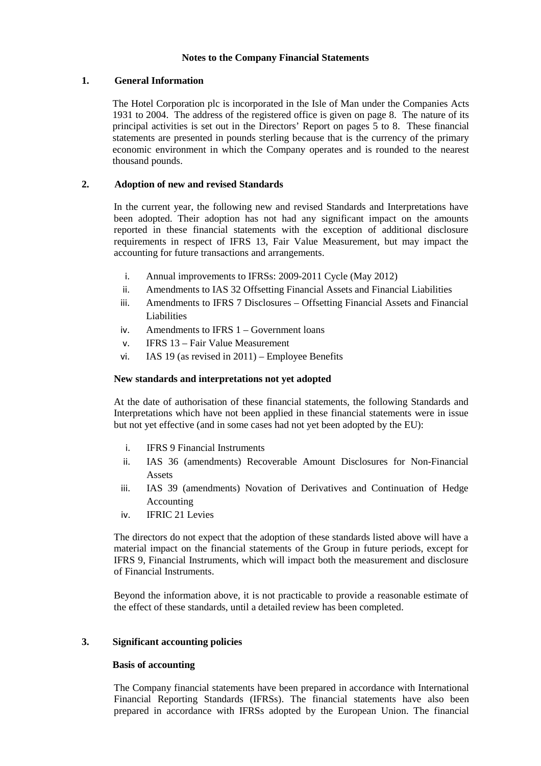# Notes to the Company Financial Statements

## 1. General Information

The Hotel Corporation plc is incorporated in the Isle of Man under the Companies Acts 1931 to 2004. The address of the registered office is given on page 8. The nature of its principal activities is set out in the Directors' Report on pages 5 to 8. These financial statements are presented in pounds sterling because that is the currency of the primary economic environment in which the Company operates and is rounded to the nearest thousand pounds.

## 2. Adoption of new and revised Standards

In the current year, the following new and revised Standards and Interpretations have been adopted. Their adoption has not had any significant impact on the amounts reported in these financial statements with the exception of additional disclosure requirements in respect of IFRS 13, Fair Value Measurement, but may impact the accounting for future transactions and arrangements.

i. Annual improvements to IFRSs: 2009-2011 Cycle (May 2012)
ii. Amendments to IAS 32 Offsetting Financial Assets and Financial Liabilities
iii. Amendments to IFRS 7 Disclosures – Offsetting Financial Assets and Financial Liabilities
iv. Amendments to IFRS 1 – Government loans
v. IFRS 13 – Fair Value Measurement
vi. IAS 19 (as revised in 2011) – Employee Benefits

**New standards and interpretations not yet adopted**

At the date of authorisation of these financial statements, the following Standards and Interpretations which have not been applied in these financial statements were in issue but not yet effective (and in some cases had not yet been adopted by the EU):

i. IFRS 9 Financial Instruments
ii. IAS 36 (amendments) Recoverable Amount Disclosures for Non-Financial Assets
iii. IAS 39 (amendments) Novation of Derivatives and Continuation of Hedge Accounting
iv. IFRIC 21 Levies

The directors do not expect that the adoption of these standards listed above will have a material impact on the financial statements of the Group in future periods, except for IFRS 9, Financial Instruments, which will impact both the measurement and disclosure of Financial Instruments.

Beyond the information above, it is not practicable to provide a reasonable estimate of the effect of these standards, until a detailed review has been completed.

## 3. Significant accounting policies

**Basis of accounting**

The Company financial statements have been prepared in accordance with International Financial Reporting Standards (IFRSs). The financial statements have also been prepared in accordance with IFRSs adopted by the European Union. The financial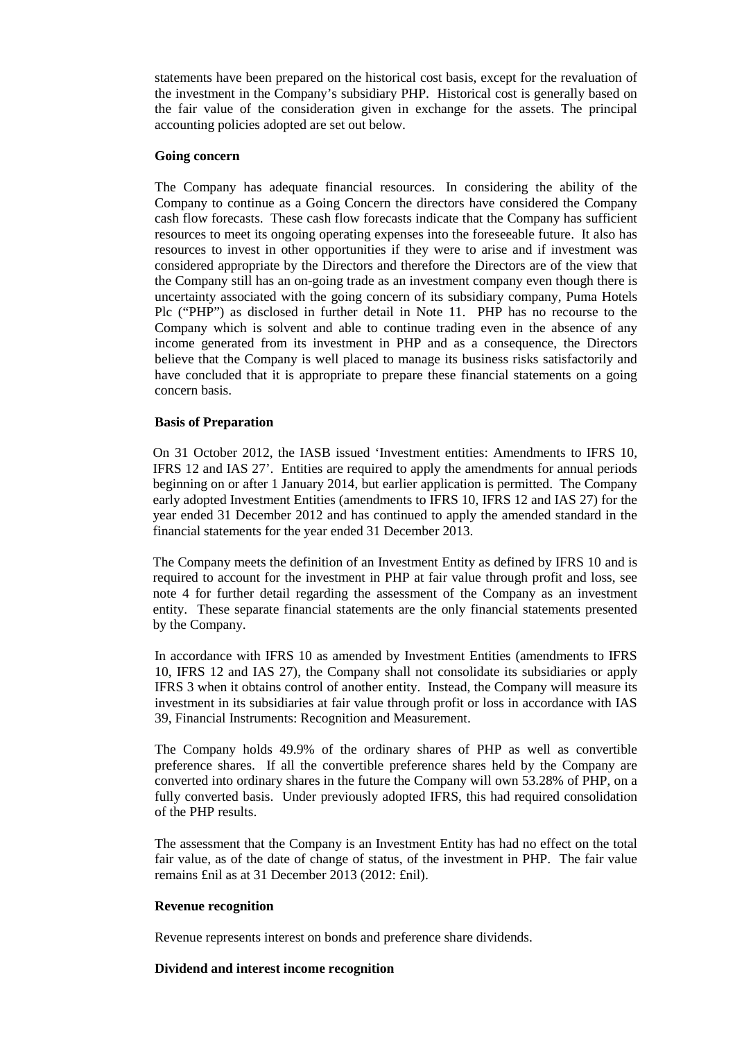statements have been prepared on the historical cost basis, except for the revaluation of the investment in the Company's subsidiary PHP. Historical cost is generally based on the fair value of the consideration given in exchange for the assets. The principal accounting policies adopted are set out below.

**Going concern**

The Company has adequate financial resources. In considering the ability of the Company to continue as a Going Concern the directors have considered the Company cash flow forecasts. These cash flow forecasts indicate that the Company has sufficient resources to meet its ongoing operating expenses into the foreseeable future. It also has resources to invest in other opportunities if they were to arise and if investment was considered appropriate by the Directors and therefore the Directors are of the view that the Company still has an on-going trade as an investment company even though there is uncertainty associated with the going concern of its subsidiary company, Puma Hotels Plc ("PHP") as disclosed in further detail in Note 11. PHP has no recourse to the Company which is solvent and able to continue trading even in the absence of any income generated from its investment in PHP and as a consequence, the Directors believe that the Company is well placed to manage its business risks satisfactorily and have concluded that it is appropriate to prepare these financial statements on a going concern basis.

**Basis of Preparation**

On 31 October 2012, the IASB issued 'Investment entities: Amendments to IFRS 10, IFRS 12 and IAS 27'. Entities are required to apply the amendments for annual periods beginning on or after 1 January 2014, but earlier application is permitted. The Company early adopted Investment Entities (amendments to IFRS 10, IFRS 12 and IAS 27) for the year ended 31 December 2012 and has continued to apply the amended standard in the financial statements for the year ended 31 December 2013.

The Company meets the definition of an Investment Entity as defined by IFRS 10 and is required to account for the investment in PHP at fair value through profit and loss, see note 4 for further detail regarding the assessment of the Company as an investment entity. These separate financial statements are the only financial statements presented by the Company.

In accordance with IFRS 10 as amended by Investment Entities (amendments to IFRS 10, IFRS 12 and IAS 27), the Company shall not consolidate its subsidiaries or apply IFRS 3 when it obtains control of another entity. Instead, the Company will measure its investment in its subsidiaries at fair value through profit or loss in accordance with IAS 39, Financial Instruments: Recognition and Measurement.

The Company holds 49.9% of the ordinary shares of PHP as well as convertible preference shares. If all the convertible preference shares held by the Company are converted into ordinary shares in the future the Company will own 53.28% of PHP, on a fully converted basis. Under previously adopted IFRS, this had required consolidation of the PHP results.

The assessment that the Company is an Investment Entity has had no effect on the total fair value, as of the date of change of status, of the investment in PHP. The fair value remains £nil as at 31 December 2013 (2012: £nil).

**Revenue recognition**

Revenue represents interest on bonds and preference share dividends.

**Dividend and interest income recognition**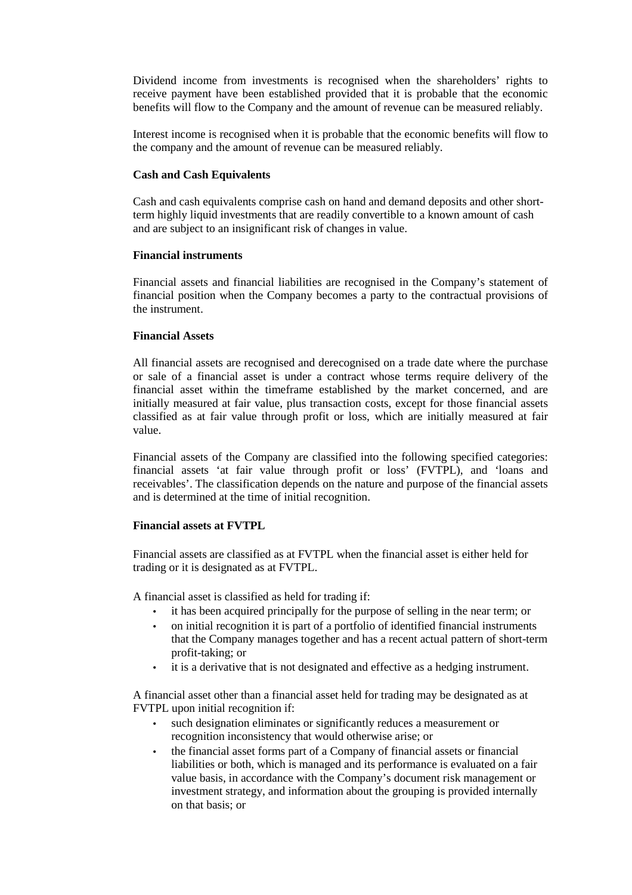Dividend income from investments is recognised when the shareholders' rights to receive payment have been established provided that it is probable that the economic benefits will flow to the Company and the amount of revenue can be measured reliably.

Interest income is recognised when it is probable that the economic benefits will flow to the company and the amount of revenue can be measured reliably.

**Cash and Cash Equivalents**

Cash and cash equivalents comprise cash on hand and demand deposits and other short-term highly liquid investments that are readily convertible to a known amount of cash and are subject to an insignificant risk of changes in value.

**Financial instruments**

Financial assets and financial liabilities are recognised in the Company's statement of financial position when the Company becomes a party to the contractual provisions of the instrument.

**Financial Assets**

All financial assets are recognised and derecognised on a trade date where the purchase or sale of a financial asset is under a contract whose terms require delivery of the financial asset within the timeframe established by the market concerned, and are initially measured at fair value, plus transaction costs, except for those financial assets classified as at fair value through profit or loss, which are initially measured at fair value.

Financial assets of the Company are classified into the following specified categories: financial assets 'at fair value through profit or loss' (FVTPL), and 'loans and receivables'. The classification depends on the nature and purpose of the financial assets and is determined at the time of initial recognition.

**Financial assets at FVTPL**

Financial assets are classified as at FVTPL when the financial asset is either held for trading or it is designated as at FVTPL.

A financial asset is classified as held for trading if:

- it has been acquired principally for the purpose of selling in the near term; or
- on initial recognition it is part of a portfolio of identified financial instruments that the Company manages together and has a recent actual pattern of short-term profit-taking; or
- it is a derivative that is not designated and effective as a hedging instrument.

A financial asset other than a financial asset held for trading may be designated as at FVTPL upon initial recognition if:

- such designation eliminates or significantly reduces a measurement or recognition inconsistency that would otherwise arise; or
- the financial asset forms part of a Company of financial assets or financial liabilities or both, which is managed and its performance is evaluated on a fair value basis, in accordance with the Company's document risk management or investment strategy, and information about the grouping is provided internally on that basis; or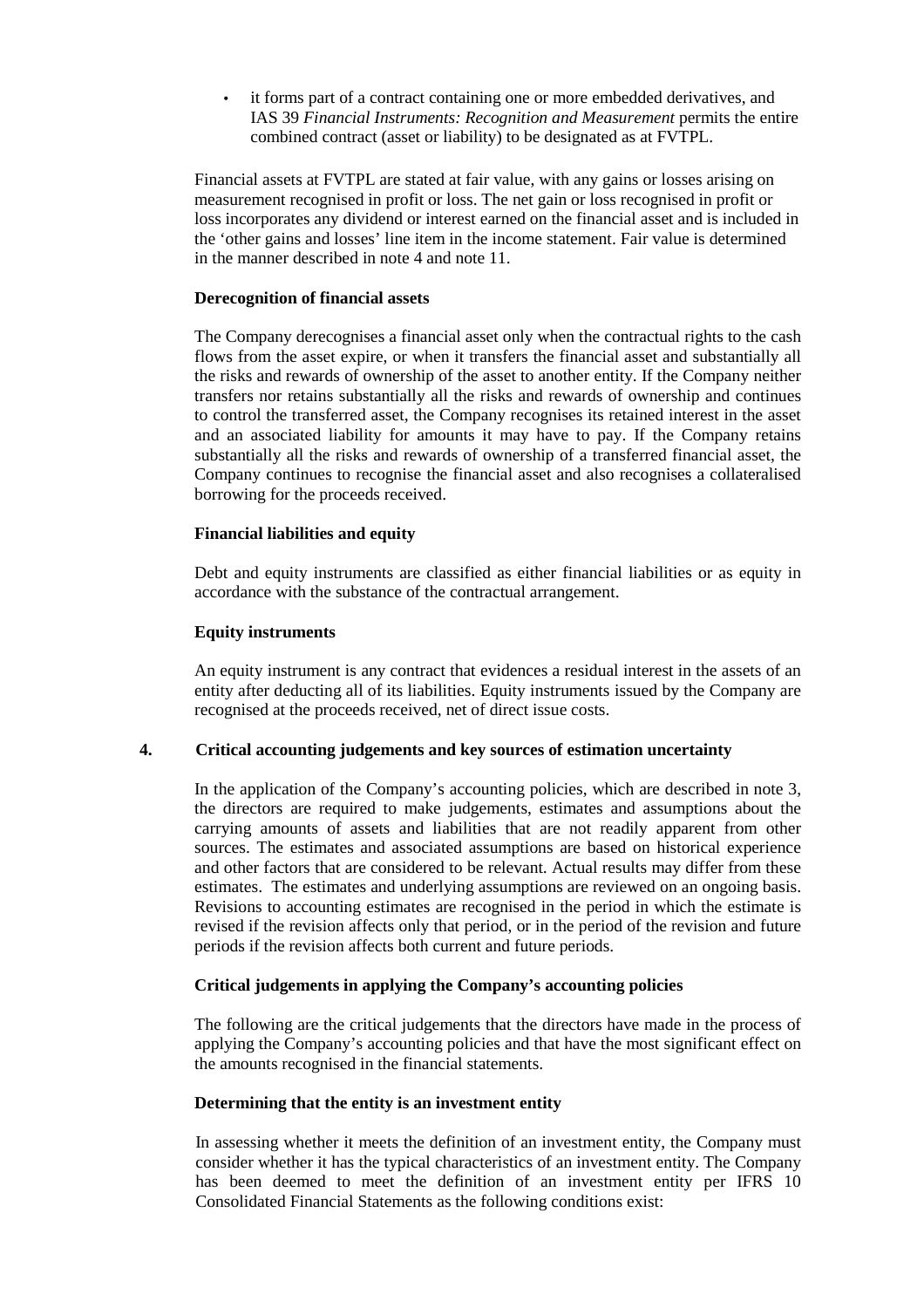- it forms part of a contract containing one or more embedded derivatives, and IAS 39 *Financial Instruments: Recognition and Measurement* permits the entire combined contract (asset or liability) to be designated as at FVTPL.

Financial assets at FVTPL are stated at fair value, with any gains or losses arising on measurement recognised in profit or loss. The net gain or loss recognised in profit or loss incorporates any dividend or interest earned on the financial asset and is included in the 'other gains and losses' line item in the income statement. Fair value is determined in the manner described in note 4 and note 11.

**Derecognition of financial assets**

The Company derecognises a financial asset only when the contractual rights to the cash flows from the asset expire, or when it transfers the financial asset and substantially all the risks and rewards of ownership of the asset to another entity. If the Company neither transfers nor retains substantially all the risks and rewards of ownership and continues to control the transferred asset, the Company recognises its retained interest in the asset and an associated liability for amounts it may have to pay. If the Company retains substantially all the risks and rewards of ownership of a transferred financial asset, the Company continues to recognise the financial asset and also recognises a collateralised borrowing for the proceeds received.

**Financial liabilities and equity**

Debt and equity instruments are classified as either financial liabilities or as equity in accordance with the substance of the contractual arrangement.

**Equity instruments**

An equity instrument is any contract that evidences a residual interest in the assets of an entity after deducting all of its liabilities. Equity instruments issued by the Company are recognised at the proceeds received, net of direct issue costs.

## 4. Critical accounting judgements and key sources of estimation uncertainty

In the application of the Company's accounting policies, which are described in note 3, the directors are required to make judgements, estimates and assumptions about the carrying amounts of assets and liabilities that are not readily apparent from other sources. The estimates and associated assumptions are based on historical experience and other factors that are considered to be relevant. Actual results may differ from these estimates. The estimates and underlying assumptions are reviewed on an ongoing basis. Revisions to accounting estimates are recognised in the period in which the estimate is revised if the revision affects only that period, or in the period of the revision and future periods if the revision affects both current and future periods.

**Critical judgements in applying the Company's accounting policies**

The following are the critical judgements that the directors have made in the process of applying the Company's accounting policies and that have the most significant effect on the amounts recognised in the financial statements.

**Determining that the entity is an investment entity**

In assessing whether it meets the definition of an investment entity, the Company must consider whether it has the typical characteristics of an investment entity. The Company has been deemed to meet the definition of an investment entity per IFRS 10 Consolidated Financial Statements as the following conditions exist: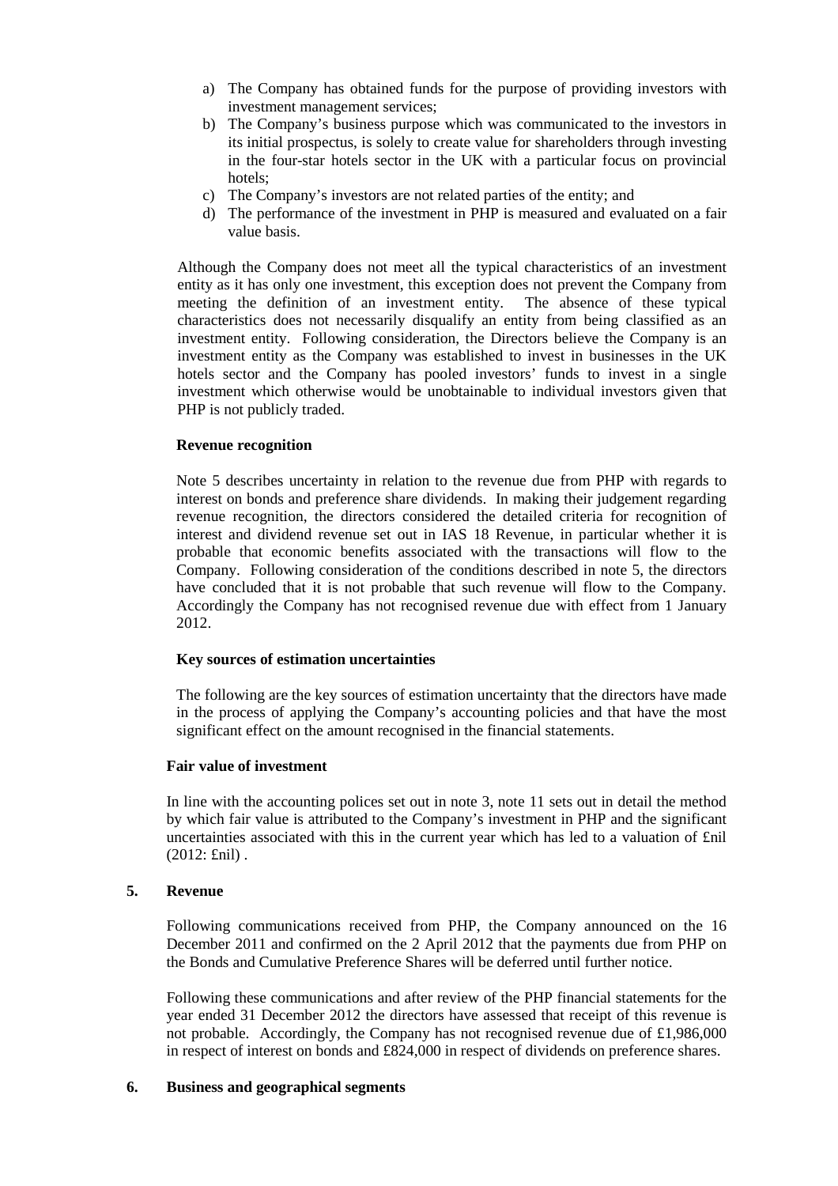a) The Company has obtained funds for the purpose of providing investors with investment management services;
b) The Company's business purpose which was communicated to the investors in its initial prospectus, is solely to create value for shareholders through investing in the four-star hotels sector in the UK with a particular focus on provincial hotels;
c) The Company's investors are not related parties of the entity; and
d) The performance of the investment in PHP is measured and evaluated on a fair value basis.

Although the Company does not meet all the typical characteristics of an investment entity as it has only one investment, this exception does not prevent the Company from meeting the definition of an investment entity. The absence of these typical characteristics does not necessarily disqualify an entity from being classified as an investment entity. Following consideration, the Directors believe the Company is an investment entity as the Company was established to invest in businesses in the UK hotels sector and the Company has pooled investors' funds to invest in a single investment which otherwise would be unobtainable to individual investors given that PHP is not publicly traded.

**Revenue recognition**

Note 5 describes uncertainty in relation to the revenue due from PHP with regards to interest on bonds and preference share dividends. In making their judgement regarding revenue recognition, the directors considered the detailed criteria for recognition of interest and dividend revenue set out in IAS 18 Revenue, in particular whether it is probable that economic benefits associated with the transactions will flow to the Company. Following consideration of the conditions described in note 5, the directors have concluded that it is not probable that such revenue will flow to the Company. Accordingly the Company has not recognised revenue due with effect from 1 January 2012.

**Key sources of estimation uncertainties**

The following are the key sources of estimation uncertainty that the directors have made in the process of applying the Company's accounting policies and that have the most significant effect on the amount recognised in the financial statements.

**Fair value of investment**

In line with the accounting polices set out in note 3, note 11 sets out in detail the method by which fair value is attributed to the Company's investment in PHP and the significant uncertainties associated with this in the current year which has led to a valuation of £nil (2012: £nil) .

## 5. Revenue

Following communications received from PHP, the Company announced on the 16 December 2011 and confirmed on the 2 April 2012 that the payments due from PHP on the Bonds and Cumulative Preference Shares will be deferred until further notice.

Following these communications and after review of the PHP financial statements for the year ended 31 December 2012 the directors have assessed that receipt of this revenue is not probable. Accordingly, the Company has not recognised revenue due of £1,986,000 in respect of interest on bonds and £824,000 in respect of dividends on preference shares.

## 6. Business and geographical segments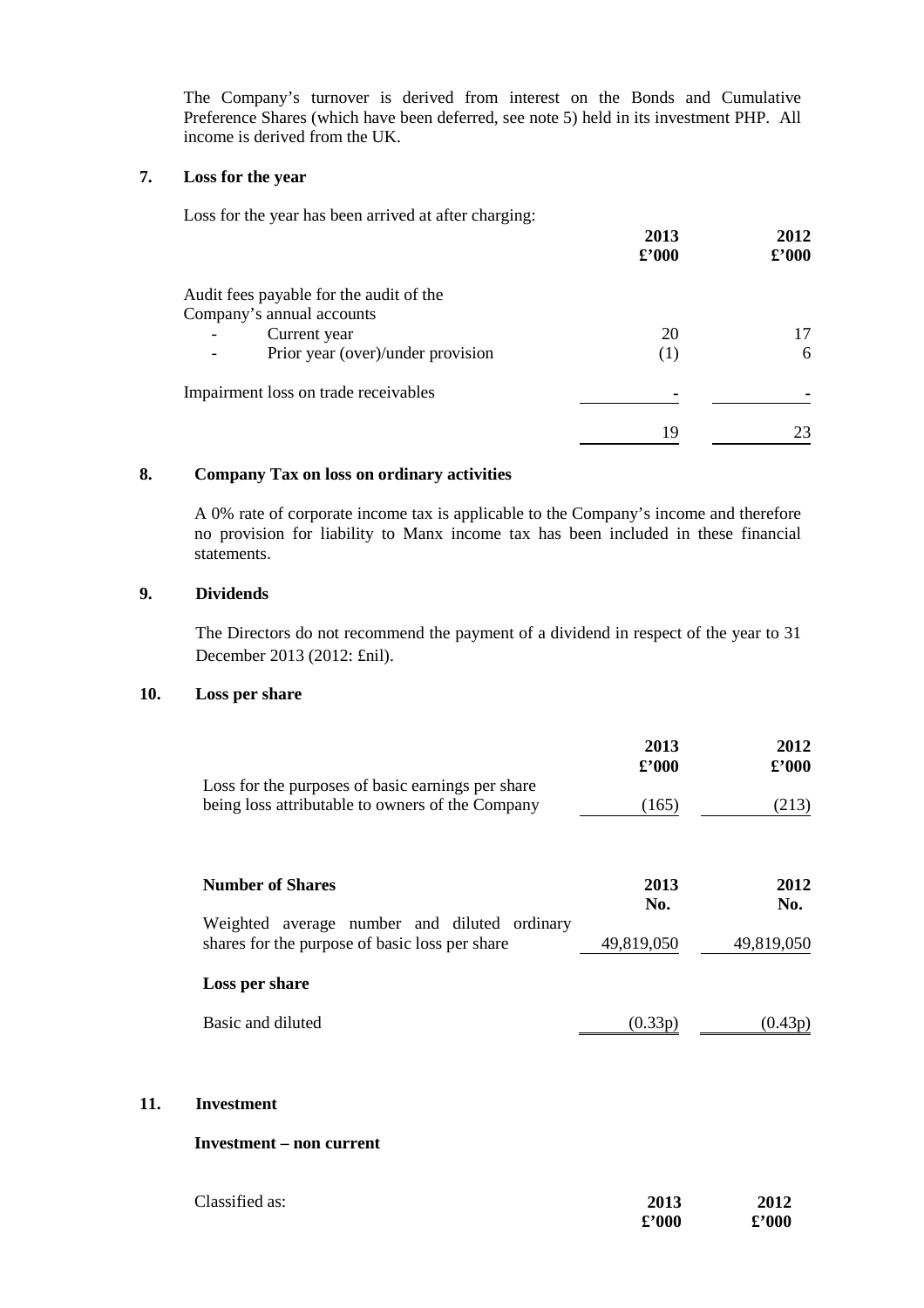The Company's turnover is derived from interest on the Bonds and Cumulative Preference Shares (which have been deferred, see note 5) held in its investment PHP. All income is derived from the UK.

## 7. Loss for the year

Loss for the year has been arrived at after charging:

| | 2013 £'000 | 2012 £'000 |
|---|---|---|
| Audit fees payable for the audit of the Company's annual accounts | | |
| - Current year | 20 | 17 |
| - Prior year (over)/under provision | (1) | 6 |
| Impairment loss on trade receivables | - | - |
| | 19 | 23 |

## 8. Company Tax on loss on ordinary activities

A 0% rate of corporate income tax is applicable to the Company's income and therefore no provision for liability to Manx income tax has been included in these financial statements.

## 9. Dividends

The Directors do not recommend the payment of a dividend in respect of the year to 31 December 2013 (2012: £nil).

## 10. Loss per share

| | 2013 £'000 | 2012 £'000 |
|---|---|---|
| Loss for the purposes of basic earnings per share being loss attributable to owners of the Company | (165) | (213) |

| **Number of Shares** | 2013 No. | 2012 No. |
|---|---|---|
| Weighted average number and diluted ordinary shares for the purpose of basic loss per share | 49,819,050 | 49,819,050 |
| **Loss per share** | | |
| Basic and diluted | (0.33p) | (0.43p) |

## 11. Investment

**Investment – non current**

| Classified as: | 2013 £'000 | 2012 £'000 |
|---|---|---|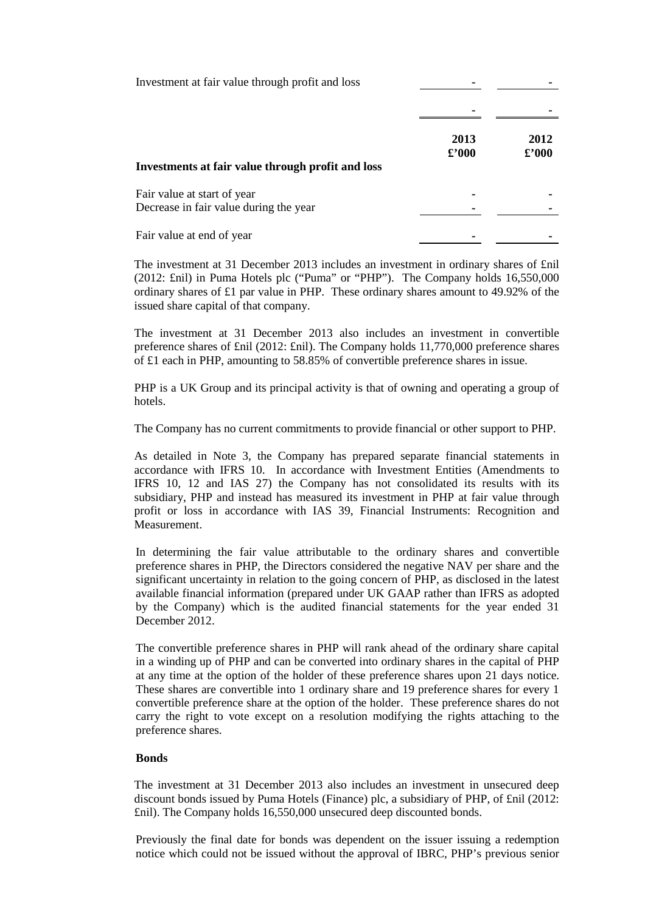| | | |
|---|---|---|
| Investment at fair value through profit and loss | - | - |
| | - | - |

| Investments at fair value through profit and loss | 2013 £'000 | 2012 £'000 |
|---|---|---|
| Fair value at start of year | - | - |
| Decrease in fair value during the year | - | - |
| Fair value at end of year | - | - |

The investment at 31 December 2013 includes an investment in ordinary shares of £nil (2012: £nil) in Puma Hotels plc ("Puma" or "PHP"). The Company holds 16,550,000 ordinary shares of £1 par value in PHP. These ordinary shares amount to 49.92% of the issued share capital of that company.

The investment at 31 December 2013 also includes an investment in convertible preference shares of £nil (2012: £nil). The Company holds 11,770,000 preference shares of £1 each in PHP, amounting to 58.85% of convertible preference shares in issue.

PHP is a UK Group and its principal activity is that of owning and operating a group of hotels.

The Company has no current commitments to provide financial or other support to PHP.

As detailed in Note 3, the Company has prepared separate financial statements in accordance with IFRS 10. In accordance with Investment Entities (Amendments to IFRS 10, 12 and IAS 27) the Company has not consolidated its results with its subsidiary, PHP and instead has measured its investment in PHP at fair value through profit or loss in accordance with IAS 39, Financial Instruments: Recognition and Measurement.

In determining the fair value attributable to the ordinary shares and convertible preference shares in PHP, the Directors considered the negative NAV per share and the significant uncertainty in relation to the going concern of PHP, as disclosed in the latest available financial information (prepared under UK GAAP rather than IFRS as adopted by the Company) which is the audited financial statements for the year ended 31 December 2012.

The convertible preference shares in PHP will rank ahead of the ordinary share capital in a winding up of PHP and can be converted into ordinary shares in the capital of PHP at any time at the option of the holder of these preference shares upon 21 days notice. These shares are convertible into 1 ordinary share and 19 preference shares for every 1 convertible preference share at the option of the holder. These preference shares do not carry the right to vote except on a resolution modifying the rights attaching to the preference shares.

**Bonds**

The investment at 31 December 2013 also includes an investment in unsecured deep discount bonds issued by Puma Hotels (Finance) plc, a subsidiary of PHP, of £nil (2012: £nil). The Company holds 16,550,000 unsecured deep discounted bonds.

Previously the final date for bonds was dependent on the issuer issuing a redemption notice which could not be issued without the approval of IBRC, PHP's previous senior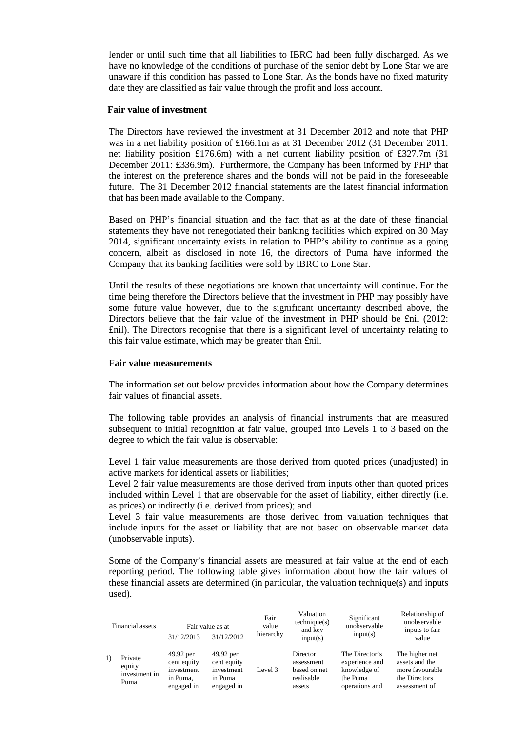lender or until such time that all liabilities to IBRC had been fully discharged. As we have no knowledge of the conditions of purchase of the senior debt by Lone Star we are unaware if this condition has passed to Lone Star. As the bonds have no fixed maturity date they are classified as fair value through the profit and loss account.

**Fair value of investment**

The Directors have reviewed the investment at 31 December 2012 and note that PHP was in a net liability position of £166.1m as at 31 December 2012 (31 December 2011: net liability position £176.6m) with a net current liability position of £327.7m (31 December 2011: £336.9m). Furthermore, the Company has been informed by PHP that the interest on the preference shares and the bonds will not be paid in the foreseeable future. The 31 December 2012 financial statements are the latest financial information that has been made available to the Company.

Based on PHP's financial situation and the fact that as at the date of these financial statements they have not renegotiated their banking facilities which expired on 30 May 2014, significant uncertainty exists in relation to PHP's ability to continue as a going concern, albeit as disclosed in note 16, the directors of Puma have informed the Company that its banking facilities were sold by IBRC to Lone Star.

Until the results of these negotiations are known that uncertainty will continue. For the time being therefore the Directors believe that the investment in PHP may possibly have some future value however, due to the significant uncertainty described above, the Directors believe that the fair value of the investment in PHP should be £nil (2012: £nil). The Directors recognise that there is a significant level of uncertainty relating to this fair value estimate, which may be greater than £nil.

**Fair value measurements**

The information set out below provides information about how the Company determines fair values of financial assets.

The following table provides an analysis of financial instruments that are measured subsequent to initial recognition at fair value, grouped into Levels 1 to 3 based on the degree to which the fair value is observable:

Level 1 fair value measurements are those derived from quoted prices (unadjusted) in active markets for identical assets or liabilities;
Level 2 fair value measurements are those derived from inputs other than quoted prices included within Level 1 that are observable for the asset of liability, either directly (i.e. as prices) or indirectly (i.e. derived from prices); and
Level 3 fair value measurements are those derived from valuation techniques that include inputs for the asset or liability that are not based on observable market data (unobservable inputs).

Some of the Company's financial assets are measured at fair value at the end of each reporting period. The following table gives information about how the fair values of these financial assets are determined (in particular, the valuation technique(s) and inputs used).

| | Financial assets | Fair value as at | | Fair value hierarchy | Valuation technique(s) and key input(s) | Significant unobservable input(s) | Relationship of unobservable inputs to fair value |
|---|---|---|---|---|---|---|---|
| | | 31/12/2013 | 31/12/2012 | | | | |
| 1) | Private equity investment in Puma | 49.92 per cent equity investment in Puma, engaged in | 49.92 per cent equity investment in Puma engaged in | Level 3 | Director assessment based on net realisable assets | The Director's experience and knowledge of the Puma operations and | The higher net assets and the more favourable the Directors assessment of |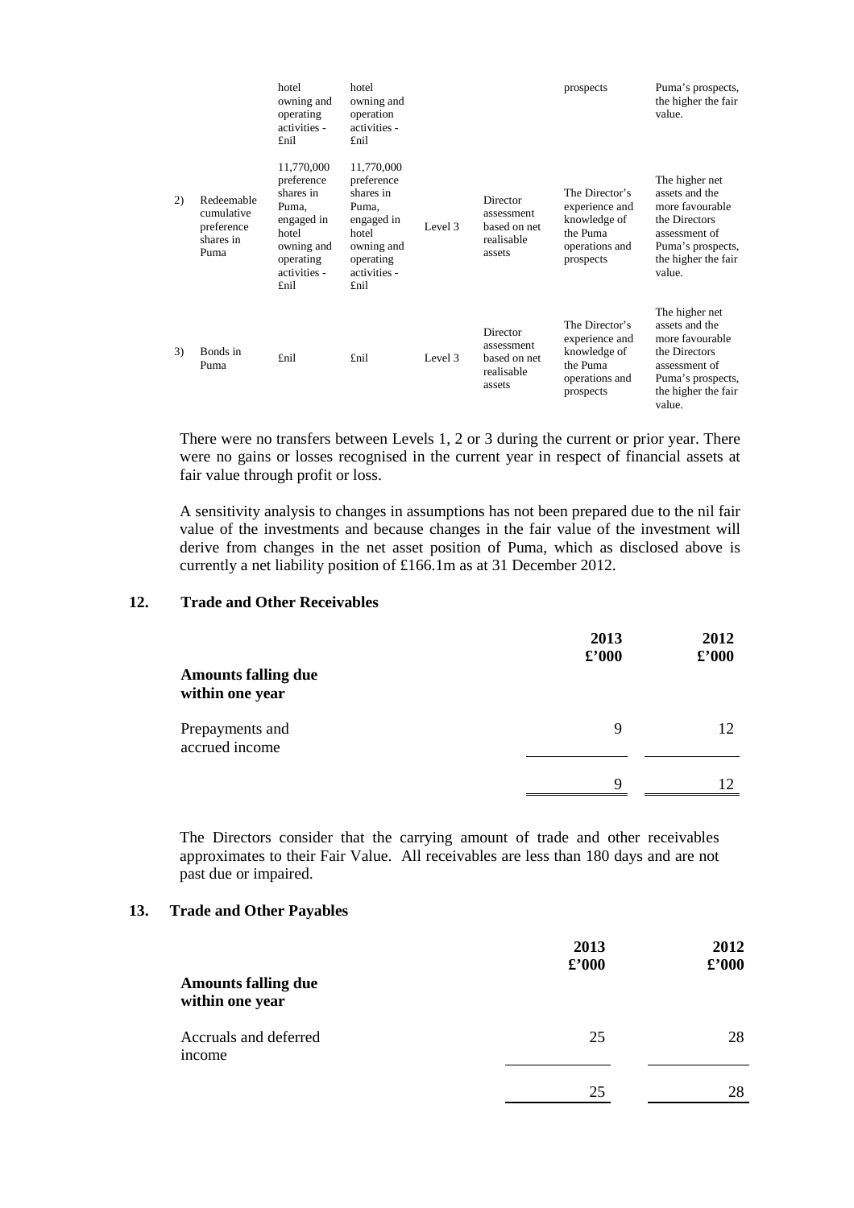| | | hotel owning and operating activities - £nil | hotel owning and operation activities - £nil | | | prospects | Puma's prospects, the higher the fair value. |
|---|---|---|---|---|---|---|---|
| 2) | Redeemable cumulative preference shares in Puma | 11,770,000 preference shares in Puma, engaged in hotel owning and operating activities - £nil | 11,770,000 preference shares in Puma, engaged in hotel owning and operating activities - £nil | Level 3 | Director assessment based on net realisable assets | The Director's experience and knowledge of the Puma operations and prospects | The higher net assets and the more favourable the Directors assessment of Puma's prospects, the higher the fair value. |
| 3) | Bonds in Puma | £nil | £nil | Level 3 | Director assessment based on net realisable assets | The Director's experience and knowledge of the Puma operations and prospects | The higher net assets and the more favourable the Directors assessment of Puma's prospects, the higher the fair value. |

There were no transfers between Levels 1, 2 or 3 during the current or prior year. There were no gains or losses recognised in the current year in respect of financial assets at fair value through profit or loss.

A sensitivity analysis to changes in assumptions has not been prepared due to the nil fair value of the investments and because changes in the fair value of the investment will derive from changes in the net asset position of Puma, which as disclosed above is currently a net liability position of £166.1m as at 31 December 2012.

## 12. Trade and Other Receivables

| | 2013 £'000 | 2012 £'000 |
|---|---|---|
| **Amounts falling due within one year** | | |
| Prepayments and accrued income | 9 | 12 |
| | 9 | 12 |

The Directors consider that the carrying amount of trade and other receivables approximates to their Fair Value. All receivables are less than 180 days and are not past due or impaired.

## 13. Trade and Other Payables

| | 2013 £'000 | 2012 £'000 |
|---|---|---|
| **Amounts falling due within one year** | | |
| Accruals and deferred income | 25 | 28 |
| | 25 | 28 |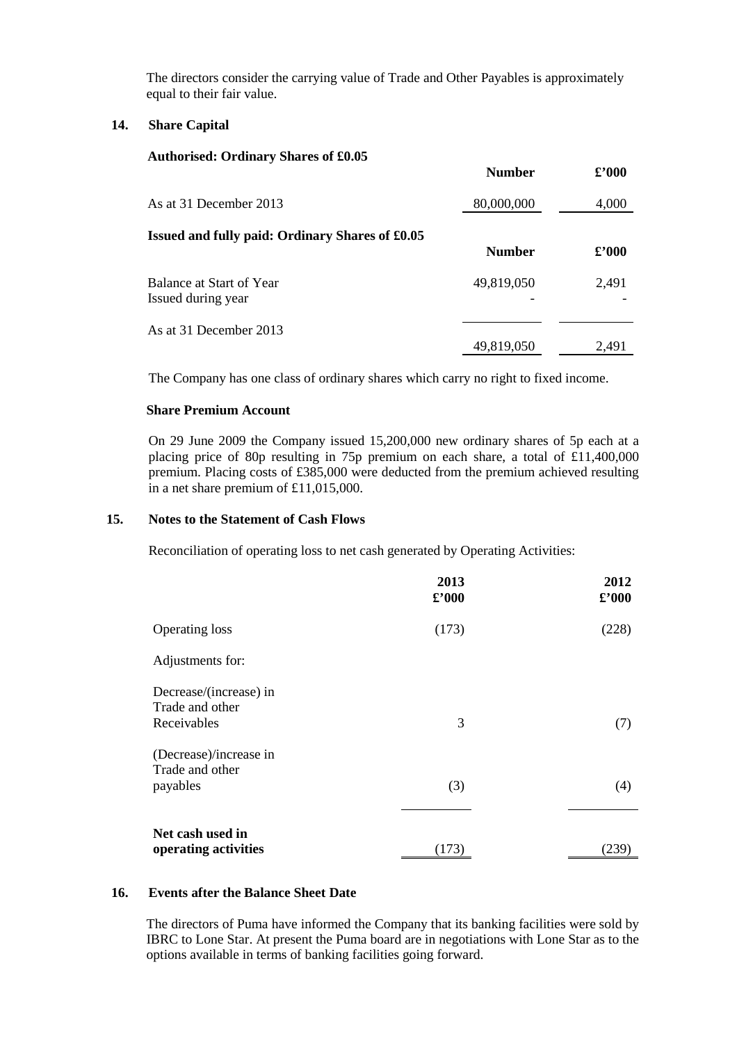The directors consider the carrying value of Trade and Other Payables is approximately equal to their fair value.

## 14. Share Capital

**Authorised: Ordinary Shares of £0.05**

| | Number | £'000 |
|---|---|---|
| As at 31 December 2013 | 80,000,000 | 4,000 |

**Issued and fully paid: Ordinary Shares of £0.05**

| | Number | £'000 |
|---|---|---|
| Balance at Start of Year | 49,819,050 | 2,491 |
| Issued during year | - | - |
| As at 31 December 2013 | 49,819,050 | 2,491 |

The Company has one class of ordinary shares which carry no right to fixed income.

**Share Premium Account**

On 29 June 2009 the Company issued 15,200,000 new ordinary shares of 5p each at a placing price of 80p resulting in 75p premium on each share, a total of £11,400,000 premium. Placing costs of £385,000 were deducted from the premium achieved resulting in a net share premium of £11,015,000.

## 15. Notes to the Statement of Cash Flows

Reconciliation of operating loss to net cash generated by Operating Activities:

| | 2013 £'000 | 2012 £'000 |
|---|---|---|
| Operating loss | (173) | (228) |
| Adjustments for: | | |
| Decrease/(increase) in Trade and other Receivables | 3 | (7) |
| (Decrease)/increase in Trade and other payables | (3) | (4) |
| **Net cash used in operating activities** | (173) | (239) |

## 16. Events after the Balance Sheet Date

The directors of Puma have informed the Company that its banking facilities were sold by IBRC to Lone Star. At present the Puma board are in negotiations with Lone Star as to the options available in terms of banking facilities going forward.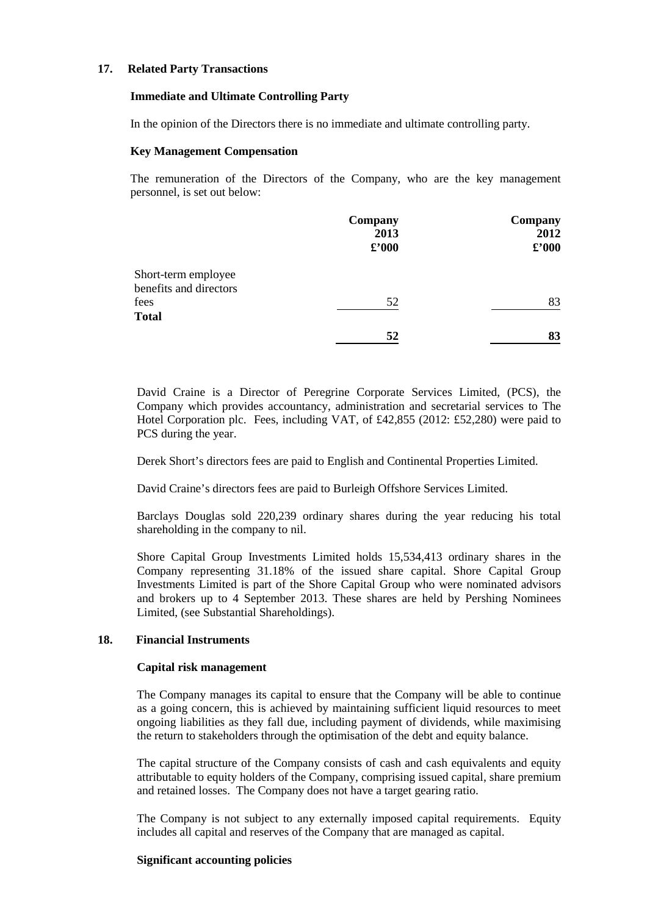## 17. Related Party Transactions

### Immediate and Ultimate Controlling Party

In the opinion of the Directors there is no immediate and ultimate controlling party.

### Key Management Compensation

The remuneration of the Directors of the Company, who are the key management personnel, is set out below:

| | Company 2013 £'000 | Company 2012 £'000 |
|---|---|---|
| Short-term employee benefits and directors fees | 52 | 83 |
| **Total** | **52** | **83** |

David Craine is a Director of Peregrine Corporate Services Limited, (PCS), the Company which provides accountancy, administration and secretarial services to The Hotel Corporation plc. Fees, including VAT, of £42,855 (2012: £52,280) were paid to PCS during the year.

Derek Short's directors fees are paid to English and Continental Properties Limited.

David Craine's directors fees are paid to Burleigh Offshore Services Limited.

Barclays Douglas sold 220,239 ordinary shares during the year reducing his total shareholding in the company to nil.

Shore Capital Group Investments Limited holds 15,534,413 ordinary shares in the Company representing 31.18% of the issued share capital. Shore Capital Group Investments Limited is part of the Shore Capital Group who were nominated advisors and brokers up to 4 September 2013. These shares are held by Pershing Nominees Limited, (see Substantial Shareholdings).

## 18. Financial Instruments

### Capital risk management

The Company manages its capital to ensure that the Company will be able to continue as a going concern, this is achieved by maintaining sufficient liquid resources to meet ongoing liabilities as they fall due, including payment of dividends, while maximising the return to stakeholders through the optimisation of the debt and equity balance.

The capital structure of the Company consists of cash and cash equivalents and equity attributable to equity holders of the Company, comprising issued capital, share premium and retained losses. The Company does not have a target gearing ratio.

The Company is not subject to any externally imposed capital requirements. Equity includes all capital and reserves of the Company that are managed as capital.

### Significant accounting policies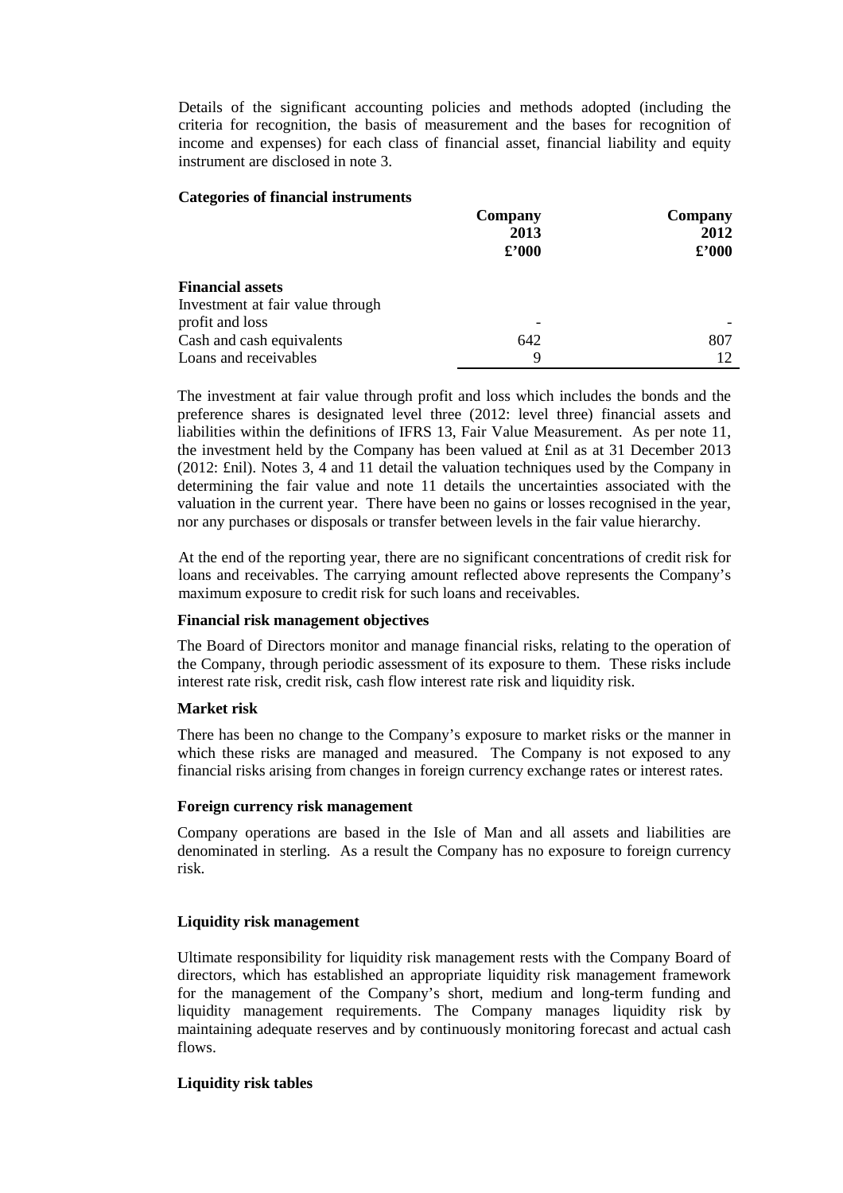Details of the significant accounting policies and methods adopted (including the criteria for recognition, the basis of measurement and the bases for recognition of income and expenses) for each class of financial asset, financial liability and equity instrument are disclosed in note 3.

**Categories of financial instruments**

| | Company 2013 £'000 | Company 2012 £'000 |
|---|---|---|
| **Financial assets** | | |
| Investment at fair value through profit and loss | - | - |
| Cash and cash equivalents | 642 | 807 |
| Loans and receivables | 9 | 12 |

The investment at fair value through profit and loss which includes the bonds and the preference shares is designated level three (2012: level three) financial assets and liabilities within the definitions of IFRS 13, Fair Value Measurement. As per note 11, the investment held by the Company has been valued at £nil as at 31 December 2013 (2012: £nil). Notes 3, 4 and 11 detail the valuation techniques used by the Company in determining the fair value and note 11 details the uncertainties associated with the valuation in the current year. There have been no gains or losses recognised in the year, nor any purchases or disposals or transfer between levels in the fair value hierarchy.

At the end of the reporting year, there are no significant concentrations of credit risk for loans and receivables. The carrying amount reflected above represents the Company's maximum exposure to credit risk for such loans and receivables.

**Financial risk management objectives**

The Board of Directors monitor and manage financial risks, relating to the operation of the Company, through periodic assessment of its exposure to them. These risks include interest rate risk, credit risk, cash flow interest rate risk and liquidity risk.

**Market risk**

There has been no change to the Company's exposure to market risks or the manner in which these risks are managed and measured. The Company is not exposed to any financial risks arising from changes in foreign currency exchange rates or interest rates.

**Foreign currency risk management**

Company operations are based in the Isle of Man and all assets and liabilities are denominated in sterling. As a result the Company has no exposure to foreign currency risk.

**Liquidity risk management**

Ultimate responsibility for liquidity risk management rests with the Company Board of directors, which has established an appropriate liquidity risk management framework for the management of the Company's short, medium and long-term funding and liquidity management requirements. The Company manages liquidity risk by maintaining adequate reserves and by continuously monitoring forecast and actual cash flows.

**Liquidity risk tables**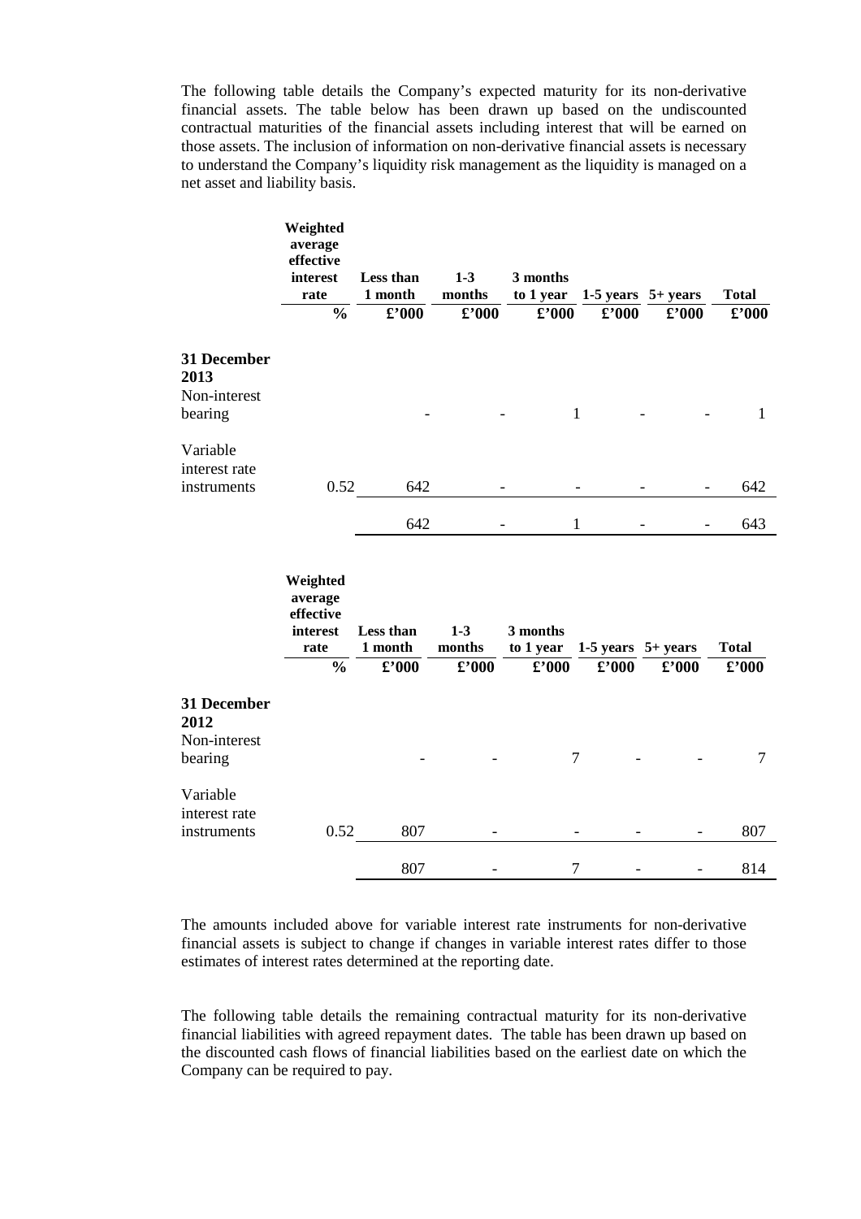The following table details the Company's expected maturity for its non-derivative financial assets. The table below has been drawn up based on the undiscounted contractual maturities of the financial assets including interest that will be earned on those assets. The inclusion of information on non-derivative financial assets is necessary to understand the Company's liquidity risk management as the liquidity is managed on a net asset and liability basis.

| | Weighted average effective interest rate | Less than 1 month | 1-3 months | 3 months to 1 year | 1-5 years | 5+ years | Total |
|---|---|---|---|---|---|---|---|
| | % | £'000 | £'000 | £'000 | £'000 | £'000 | £'000 |
| **31 December 2013** | | | | | | | |
| Non-interest bearing | | - | - | 1 | - | - | 1 |
| Variable interest rate instruments | 0.52 | 642 | - | - | - | - | 642 |
| | | 642 | - | 1 | - | - | 643 |

| | Weighted average effective interest rate | Less than 1 month | 1-3 months | 3 months to 1 year | 1-5 years | 5+ years | Total |
|---|---|---|---|---|---|---|---|
| | % | £'000 | £'000 | £'000 | £'000 | £'000 | £'000 |
| **31 December 2012** | | | | | | | |
| Non-interest bearing | | - | - | 7 | - | - | 7 |
| Variable interest rate instruments | 0.52 | 807 | - | - | - | - | 807 |
| | | 807 | - | 7 | - | - | 814 |

The amounts included above for variable interest rate instruments for non-derivative financial assets is subject to change if changes in variable interest rates differ to those estimates of interest rates determined at the reporting date.

The following table details the remaining contractual maturity for its non-derivative financial liabilities with agreed repayment dates. The table has been drawn up based on the discounted cash flows of financial liabilities based on the earliest date on which the Company can be required to pay.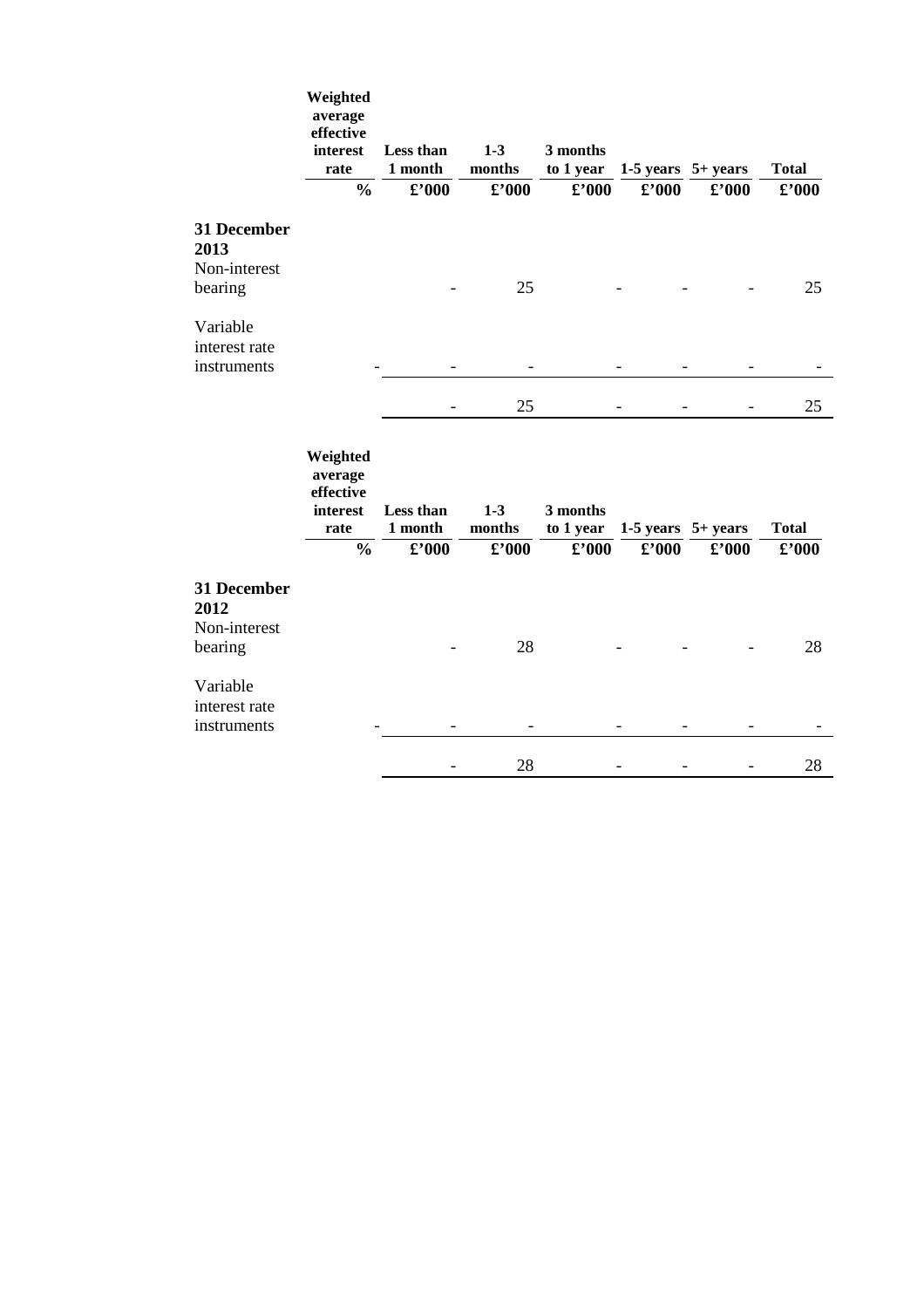| | Weighted average effective interest rate | Less than 1 month | 1-3 months | 3 months to 1 year | 1-5 years | 5+ years | Total |
|---|---|---|---|---|---|---|---|
| | % | £'000 | £'000 | £'000 | £'000 | £'000 | £'000 |
| **31 December 2013** | | | | | | | |
| Non-interest bearing | | - | 25 | - | - | - | 25 |
| Variable interest rate instruments | - | - | - | - | - | - | - |
| | | - | 25 | - | - | - | 25 |

| | Weighted average effective interest rate | Less than 1 month | 1-3 months | 3 months to 1 year | 1-5 years | 5+ years | Total |
|---|---|---|---|---|---|---|---|
| | % | £'000 | £'000 | £'000 | £'000 | £'000 | £'000 |
| **31 December 2012** | | | | | | | |
| Non-interest bearing | | - | 28 | - | - | - | 28 |
| Variable interest rate instruments | - | - | - | - | - | - | - |
| | | - | 28 | - | - | - | 28 |